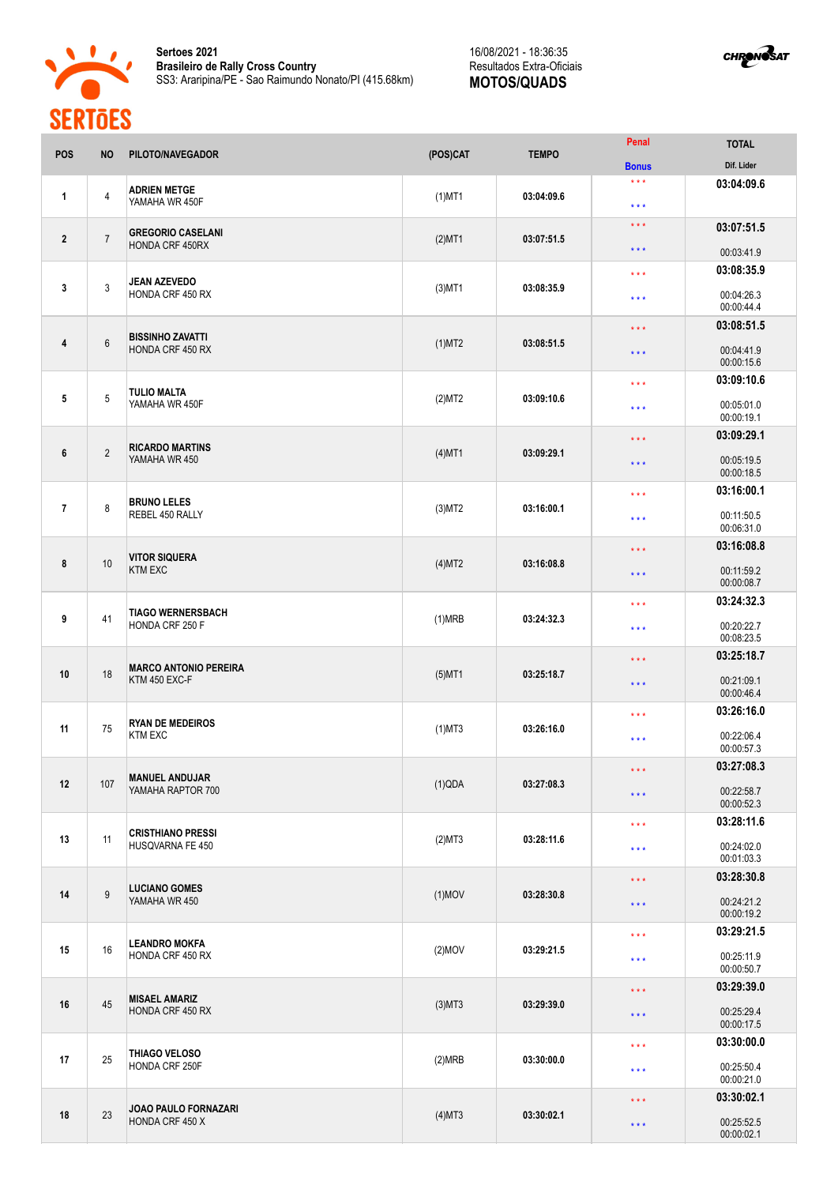**Sertoes 2021**
**Brasileiro de Rally Cross Country**
SS3: Araripina/PE - Sao Raimundo Nonato/PI (415.68km)

16/08/2021 - 18:36:35
Resultados Extra-Oficiais
**MOTOS/QUADS**

| POS | NO | PILOTO/NAVEGADOR | (POS)CAT | TEMPO | Penal / Bonus | TOTAL / Dif. Lider |
|---|---|---|---|---|---|---|
| 1 | 4 | **ADRIEN METGE** YAMAHA WR 450F | (1)MT1 | 03:04:09.6 | *** / *** | **03:04:09.6** |
| 2 | 7 | **GREGORIO CASELANI** HONDA CRF 450RX | (2)MT1 | 03:07:51.5 | *** / *** | **03:07:51.5** 00:03:41.9 |
| 3 | 3 | **JEAN AZEVEDO** HONDA CRF 450 RX | (3)MT1 | 03:08:35.9 | *** / *** | **03:08:35.9** 00:04:26.3 00:00:44.4 |
| 4 | 6 | **BISSINHO ZAVATTI** HONDA CRF 450 RX | (1)MT2 | 03:08:51.5 | *** / *** | **03:08:51.5** 00:04:41.9 00:00:15.6 |
| 5 | 5 | **TULIO MALTA** YAMAHA WR 450F | (2)MT2 | 03:09:10.6 | *** / *** | **03:09:10.6** 00:05:01.0 00:00:19.1 |
| 6 | 2 | **RICARDO MARTINS** YAMAHA WR 450 | (4)MT1 | 03:09:29.1 | *** / *** | **03:09:29.1** 00:05:19.5 00:00:18.5 |
| 7 | 8 | **BRUNO LELES** REBEL 450 RALLY | (3)MT2 | 03:16:00.1 | *** / *** | **03:16:00.1** 00:11:50.5 00:06:31.0 |
| 8 | 10 | **VITOR SIQUERA** KTM EXC | (4)MT2 | 03:16:08.8 | *** / *** | **03:16:08.8** 00:11:59.2 00:00:08.7 |
| 9 | 41 | **TIAGO WERNERSBACH** HONDA CRF 250 F | (1)MRB | 03:24:32.3 | *** / *** | **03:24:32.3** 00:20:22.7 00:08:23.5 |
| 10 | 18 | **MARCO ANTONIO PEREIRA** KTM 450 EXC-F | (5)MT1 | 03:25:18.7 | *** / *** | **03:25:18.7** 00:21:09.1 00:00:46.4 |
| 11 | 75 | **RYAN DE MEDEIROS** KTM EXC | (1)MT3 | 03:26:16.0 | *** / *** | **03:26:16.0** 00:22:06.4 00:00:57.3 |
| 12 | 107 | **MANUEL ANDUJAR** YAMAHA RAPTOR 700 | (1)QDA | 03:27:08.3 | *** / *** | **03:27:08.3** 00:22:58.7 00:00:52.3 |
| 13 | 11 | **CRISTHIANO PRESSI** HUSQVARNA FE 450 | (2)MT3 | 03:28:11.6 | *** / *** | **03:28:11.6** 00:24:02.0 00:01:03.3 |
| 14 | 9 | **LUCIANO GOMES** YAMAHA WR 450 | (1)MOV | 03:28:30.8 | *** / *** | **03:28:30.8** 00:24:21.2 00:00:19.2 |
| 15 | 16 | **LEANDRO MOKFA** HONDA CRF 450 RX | (2)MOV | 03:29:21.5 | *** / *** | **03:29:21.5** 00:25:11.9 00:00:50.7 |
| 16 | 45 | **MISAEL AMARIZ** HONDA CRF 450 RX | (3)MT3 | 03:29:39.0 | *** / *** | **03:29:39.0** 00:25:29.4 00:00:17.5 |
| 17 | 25 | **THIAGO VELOSO** HONDA CRF 250F | (2)MRB | 03:30:00.0 | *** / *** | **03:30:00.0** 00:25:50.4 00:00:21.0 |
| 18 | 23 | **JOAO PAULO FORNAZARI** HONDA CRF 450 X | (4)MT3 | 03:30:02.1 | *** / *** | **03:30:02.1** 00:25:52.5 00:00:02.1 |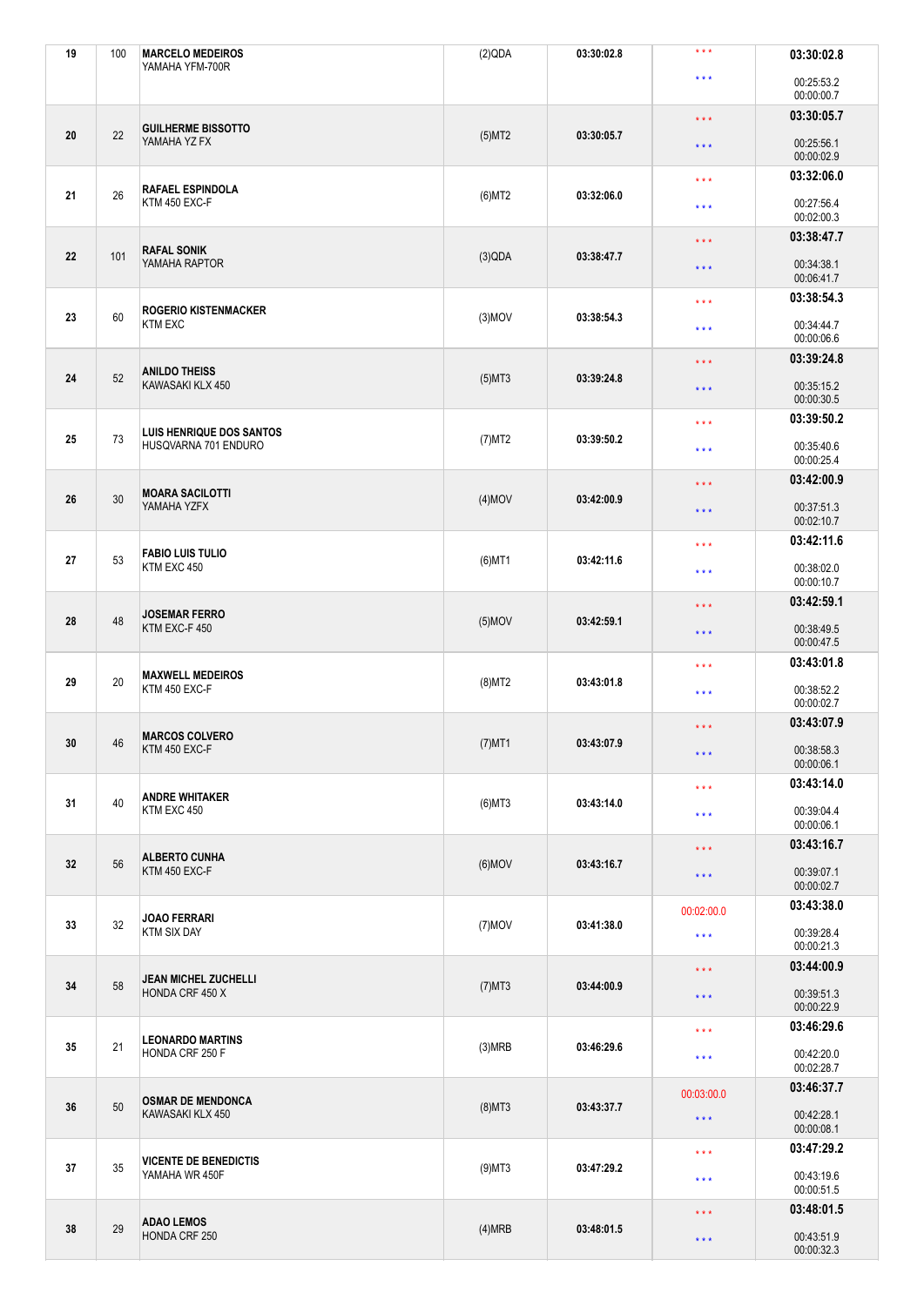| | | | | | | |
|---|---|---|---|---|---|---|
| 19 | 100 | **MARCELO MEDEIROS**<br>YAMAHA YFM-700R | (2)QDA | 03:30:02.8 | * * *<br>* * * | **03:30:02.8**<br>00:25:53.2<br>00:00:00.7 |
| 20 | 22 | **GUILHERME BISSOTTO**<br>YAMAHA YZ FX | (5)MT2 | 03:30:05.7 | * * *<br>* * * | **03:30:05.7**<br>00:25:56.1<br>00:00:02.9 |
| 21 | 26 | **RAFAEL ESPINDOLA**<br>KTM 450 EXC-F | (6)MT2 | 03:32:06.0 | * * *<br>* * * | **03:32:06.0**<br>00:27:56.4<br>00:02:00.3 |
| 22 | 101 | **RAFAL SONIK**<br>YAMAHA RAPTOR | (3)QDA | 03:38:47.7 | * * *<br>* * * | **03:38:47.7**<br>00:34:38.1<br>00:06:41.7 |
| 23 | 60 | **ROGERIO KISTENMACKER**<br>KTM EXC | (3)MOV | 03:38:54.3 | * * *<br>* * * | **03:38:54.3**<br>00:34:44.7<br>00:00:06.6 |
| 24 | 52 | **ANILDO THEISS**<br>KAWASAKI KLX 450 | (5)MT3 | 03:39:24.8 | * * *<br>* * * | **03:39:24.8**<br>00:35:15.2<br>00:00:30.5 |
| 25 | 73 | **LUIS HENRIQUE DOS SANTOS**<br>HUSQVARNA 701 ENDURO | (7)MT2 | 03:39:50.2 | * * *<br>* * * | **03:39:50.2**<br>00:35:40.6<br>00:00:25.4 |
| 26 | 30 | **MOARA SACILOTTI**<br>YAMAHA YZFX | (4)MOV | 03:42:00.9 | * * *<br>* * * | **03:42:00.9**<br>00:37:51.3<br>00:02:10.7 |
| 27 | 53 | **FABIO LUIS TULIO**<br>KTM EXC 450 | (6)MT1 | 03:42:11.6 | * * *<br>* * * | **03:42:11.6**<br>00:38:02.0<br>00:00:10.7 |
| 28 | 48 | **JOSEMAR FERRO**<br>KTM EXC-F 450 | (5)MOV | 03:42:59.1 | * * *<br>* * * | **03:42:59.1**<br>00:38:49.5<br>00:00:47.5 |
| 29 | 20 | **MAXWELL MEDEIROS**<br>KTM 450 EXC-F | (8)MT2 | 03:43:01.8 | * * *<br>* * * | **03:43:01.8**<br>00:38:52.2<br>00:00:02.7 |
| 30 | 46 | **MARCOS COLVERO**<br>KTM 450 EXC-F | (7)MT1 | 03:43:07.9 | * * *<br>* * * | **03:43:07.9**<br>00:38:58.3<br>00:00:06.1 |
| 31 | 40 | **ANDRE WHITAKER**<br>KTM EXC 450 | (6)MT3 | 03:43:14.0 | * * *<br>* * * | **03:43:14.0**<br>00:39:04.4<br>00:00:06.1 |
| 32 | 56 | **ALBERTO CUNHA**<br>KTM 450 EXC-F | (6)MOV | 03:43:16.7 | * * *<br>* * * | **03:43:16.7**<br>00:39:07.1<br>00:00:02.7 |
| 33 | 32 | **JOAO FERRARI**<br>KTM SIX DAY | (7)MOV | 03:41:38.0 | 00:02:00.0<br>* * * | **03:43:38.0**<br>00:39:28.4<br>00:00:21.3 |
| 34 | 58 | **JEAN MICHEL ZUCHELLI**<br>HONDA CRF 450 X | (7)MT3 | 03:44:00.9 | * * *<br>* * * | **03:44:00.9**<br>00:39:51.3<br>00:00:22.9 |
| 35 | 21 | **LEONARDO MARTINS**<br>HONDA CRF 250 F | (3)MRB | 03:46:29.6 | * * *<br>* * * | **03:46:29.6**<br>00:42:20.0<br>00:02:28.7 |
| 36 | 50 | **OSMAR DE MENDONCA**<br>KAWASAKI KLX 450 | (8)MT3 | 03:43:37.7 | 00:03:00.0<br>* * * | **03:46:37.7**<br>00:42:28.1<br>00:00:08.1 |
| 37 | 35 | **VICENTE DE BENEDICTIS**<br>YAMAHA WR 450F | (9)MT3 | 03:47:29.2 | * * *<br>* * * | **03:47:29.2**<br>00:43:19.6<br>00:00:51.5 |
| 38 | 29 | **ADAO LEMOS**<br>HONDA CRF 250 | (4)MRB | 03:48:01.5 | * * *<br>* * * | **03:48:01.5**<br>00:43:51.9<br>00:00:32.3 |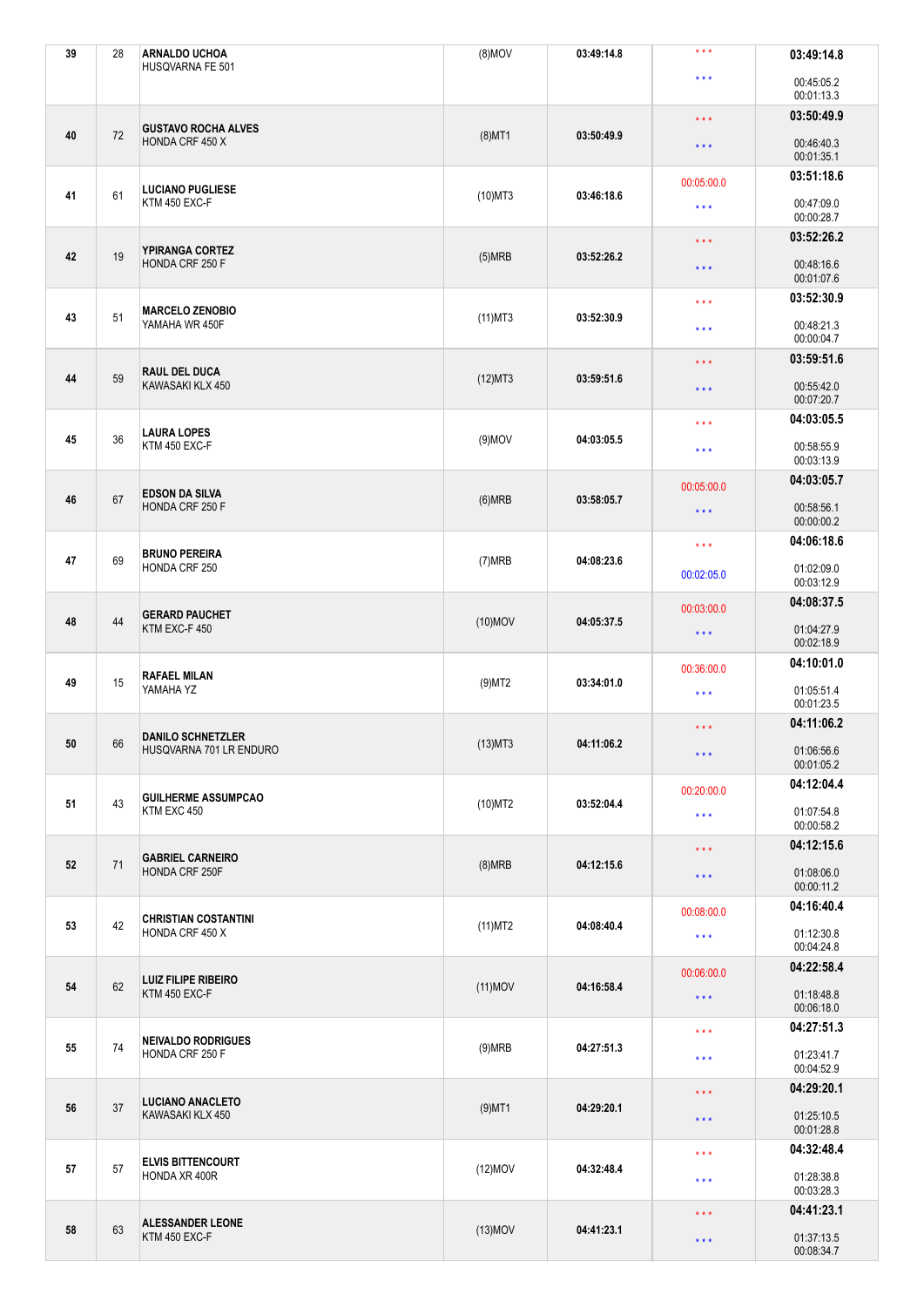| | | | | | | |
|---|---|---|---|---|---|---|
| 39 | 28 | **ARNALDO UCHOA**<br>HUSQVARNA FE 501 | (8)MOV | 03:49:14.8 | * * *<br>* * * | **03:49:14.8**<br>00:45:05.2<br>00:01:13.3 |
| 40 | 72 | **GUSTAVO ROCHA ALVES**<br>HONDA CRF 450 X | (8)MT1 | 03:50:49.9 | * * *<br>* * * | **03:50:49.9**<br>00:46:40.3<br>00:01:35.1 |
| 41 | 61 | **LUCIANO PUGLIESE**<br>KTM 450 EXC-F | (10)MT3 | 03:46:18.6 | 00:05:00.0<br>* * * | **03:51:18.6**<br>00:47:09.0<br>00:00:28.7 |
| 42 | 19 | **YPIRANGA CORTEZ**<br>HONDA CRF 250 F | (5)MRB | 03:52:26.2 | * * *<br>* * * | **03:52:26.2**<br>00:48:16.6<br>00:01:07.6 |
| 43 | 51 | **MARCELO ZENOBIO**<br>YAMAHA WR 450F | (11)MT3 | 03:52:30.9 | * * *<br>* * * | **03:52:30.9**<br>00:48:21.3<br>00:00:04.7 |
| 44 | 59 | **RAUL DEL DUCA**<br>KAWASAKI KLX 450 | (12)MT3 | 03:59:51.6 | * * *<br>* * * | **03:59:51.6**<br>00:55:42.0<br>00:07:20.7 |
| 45 | 36 | **LAURA LOPES**<br>KTM 450 EXC-F | (9)MOV | 04:03:05.5 | * * *<br>* * * | **04:03:05.5**<br>00:58:55.9<br>00:03:13.9 |
| 46 | 67 | **EDSON DA SILVA**<br>HONDA CRF 250 F | (6)MRB | 03:58:05.7 | 00:05:00.0<br>* * * | **04:03:05.7**<br>00:58:56.1<br>00:00:00.2 |
| 47 | 69 | **BRUNO PEREIRA**<br>HONDA CRF 250 | (7)MRB | 04:08:23.6 | * * *<br>00:02:05.0 | **04:06:18.6**<br>01:02:09.0<br>00:03:12.9 |
| 48 | 44 | **GERARD PAUCHET**<br>KTM EXC-F 450 | (10)MOV | 04:05:37.5 | 00:03:00.0<br>* * * | **04:08:37.5**<br>01:04:27.9<br>00:02:18.9 |
| 49 | 15 | **RAFAEL MILAN**<br>YAMAHA YZ | (9)MT2 | 03:34:01.0 | 00:36:00.0<br>* * * | **04:10:01.0**<br>01:05:51.4<br>00:01:23.5 |
| 50 | 66 | **DANILO SCHNETZLER**<br>HUSQVARNA 701 LR ENDURO | (13)MT3 | 04:11:06.2 | * * *<br>* * * | **04:11:06.2**<br>01:06:56.6<br>00:01:05.2 |
| 51 | 43 | **GUILHERME ASSUMPCAO**<br>KTM EXC 450 | (10)MT2 | 03:52:04.4 | 00:20:00.0<br>* * * | **04:12:04.4**<br>01:07:54.8<br>00:00:58.2 |
| 52 | 71 | **GABRIEL CARNEIRO**<br>HONDA CRF 250F | (8)MRB | 04:12:15.6 | * * *<br>* * * | **04:12:15.6**<br>01:08:06.0<br>00:00:11.2 |
| 53 | 42 | **CHRISTIAN COSTANTINI**<br>HONDA CRF 450 X | (11)MT2 | 04:08:40.4 | 00:08:00.0<br>* * * | **04:16:40.4**<br>01:12:30.8<br>00:04:24.8 |
| 54 | 62 | **LUIZ FILIPE RIBEIRO**<br>KTM 450 EXC-F | (11)MOV | 04:16:58.4 | 00:06:00.0<br>* * * | **04:22:58.4**<br>01:18:48.8<br>00:06:18.0 |
| 55 | 74 | **NEIVALDO RODRIGUES**<br>HONDA CRF 250 F | (9)MRB | 04:27:51.3 | * * *<br>* * * | **04:27:51.3**<br>01:23:41.7<br>00:04:52.9 |
| 56 | 37 | **LUCIANO ANACLETO**<br>KAWASAKI KLX 450 | (9)MT1 | 04:29:20.1 | * * *<br>* * * | **04:29:20.1**<br>01:25:10.5<br>00:01:28.8 |
| 57 | 57 | **ELVIS BITTENCOURT**<br>HONDA XR 400R | (12)MOV | 04:32:48.4 | * * *<br>* * * | **04:32:48.4**<br>01:28:38.8<br>00:03:28.3 |
| 58 | 63 | **ALESSANDER LEONE**<br>KTM 450 EXC-F | (13)MOV | 04:41:23.1 | * * *<br>* * * | **04:41:23.1**<br>01:37:13.5<br>00:08:34.7 |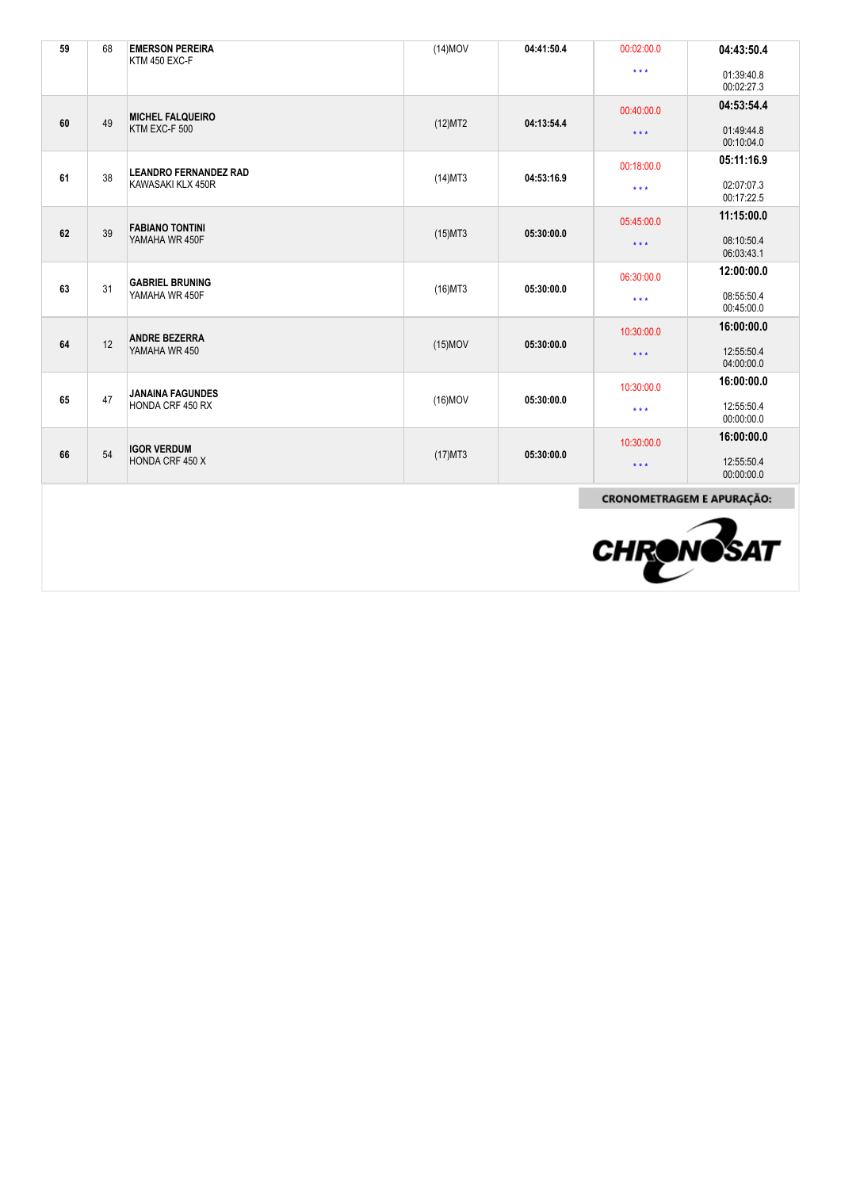| | | | | | | |
|---|---|---|---|---|---|---|
| 59 | 68 | **EMERSON PEREIRA**<br>KTM 450 EXC-F | (14)MOV | **04:41:50.4** | 00:02:00.0<br>* * * | **04:43:50.4**<br>01:39:40.8<br>00:02:27.3 |
| 60 | 49 | **MICHEL FALQUEIRO**<br>KTM EXC-F 500 | (12)MT2 | **04:13:54.4** | 00:40:00.0<br>* * * | **04:53:54.4**<br>01:49:44.8<br>00:10:04.0 |
| 61 | 38 | **LEANDRO FERNANDEZ RAD**<br>KAWASAKI KLX 450R | (14)MT3 | **04:53:16.9** | 00:18:00.0<br>* * * | **05:11:16.9**<br>02:07:07.3<br>00:17:22.5 |
| 62 | 39 | **FABIANO TONTINI**<br>YAMAHA WR 450F | (15)MT3 | **05:30:00.0** | 05:45:00.0<br>* * * | **11:15:00.0**<br>08:10:50.4<br>06:03:43.1 |
| 63 | 31 | **GABRIEL BRUNING**<br>YAMAHA WR 450F | (16)MT3 | **05:30:00.0** | 06:30:00.0<br>* * * | **12:00:00.0**<br>08:55:50.4<br>00:45:00.0 |
| 64 | 12 | **ANDRE BEZERRA**<br>YAMAHA WR 450 | (15)MOV | **05:30:00.0** | 10:30:00.0<br>* * * | **16:00:00.0**<br>12:55:50.4<br>04:00:00.0 |
| 65 | 47 | **JANAINA FAGUNDES**<br>HONDA CRF 450 RX | (16)MOV | **05:30:00.0** | 10:30:00.0<br>* * * | **16:00:00.0**<br>12:55:50.4<br>00:00:00.0 |
| 66 | 54 | **IGOR VERDUM**<br>HONDA CRF 450 X | (17)MT3 | **05:30:00.0** | 10:30:00.0<br>* * * | **16:00:00.0**<br>12:55:50.4<br>00:00:00.0 |

**CRONOMETRAGEM E APURAÇÃO:**

CHRONOSAT